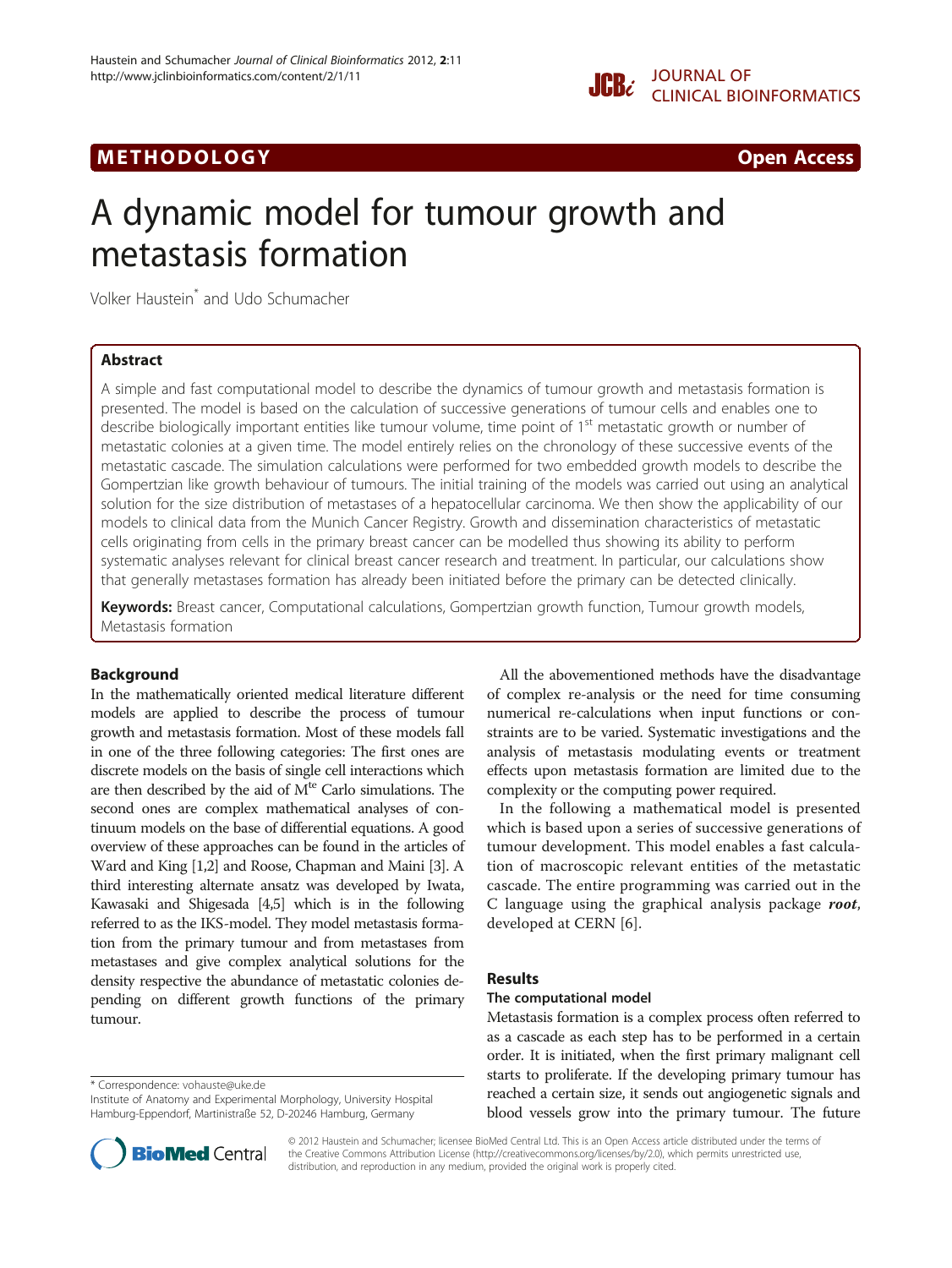METHODOLOGY Open Access

# A dynamic model for tumour growth and metastasis formation

Volker Haustein* and Udo Schumacher

## Abstract

A simple and fast computational model to describe the dynamics of tumour growth and metastasis formation is presented. The model is based on the calculation of successive generations of tumour cells and enables one to describe biologically important entities like tumour volume, time point of 1st metastatic growth or number of metastatic colonies at a given time. The model entirely relies on the chronology of these successive events of the metastatic cascade. The simulation calculations were performed for two embedded growth models to describe the Gompertzian like growth behaviour of tumours. The initial training of the models was carried out using an analytical solution for the size distribution of metastases of a hepatocellular carcinoma. We then show the applicability of our models to clinical data from the Munich Cancer Registry. Growth and dissemination characteristics of metastatic cells originating from cells in the primary breast cancer can be modelled thus showing its ability to perform systematic analyses relevant for clinical breast cancer research and treatment. In particular, our calculations show that generally metastases formation has already been initiated before the primary can be detected clinically.

**Keywords:** Breast cancer, Computational calculations, Gompertzian growth function, Tumour growth models, Metastasis formation

## Background

In the mathematically oriented medical literature different models are applied to describe the process of tumour growth and metastasis formation. Most of these models fall in one of the three following categories: The first ones are discrete models on the basis of single cell interactions which are then described by the aid of M^te Carlo simulations. The second ones are complex mathematical analyses of continuum models on the base of differential equations. A good overview of these approaches can be found in the articles of Ward and King [1,2] and Roose, Chapman and Maini [3]. A third interesting alternate ansatz was developed by Iwata, Kawasaki and Shigesada [4,5] which is in the following referred to as the IKS-model. They model metastasis formation from the primary tumour and from metastases from metastases and give complex analytical solutions for the density respective the abundance of metastatic colonies depending on different growth functions of the primary tumour.

All the abovementioned methods have the disadvantage of complex re-analysis or the need for time consuming numerical re-calculations when input functions or constraints are to be varied. Systematic investigations and the analysis of metastasis modulating events or treatment effects upon metastasis formation are limited due to the complexity or the computing power required.

In the following a mathematical model is presented which is based upon a series of successive generations of tumour development. This model enables a fast calculation of macroscopic relevant entities of the metastatic cascade. The entire programming was carried out in the C language using the graphical analysis package ***root***, developed at CERN [6].

## Results

### The computational model

Metastasis formation is a complex process often referred to as a cascade as each step has to be performed in a certain order. It is initiated, when the first primary malignant cell starts to proliferate. If the developing primary tumour has reached a certain size, it sends out angiogenetic signals and blood vessels grow into the primary tumour. The future

\* Correspondence: vohauste@uke.de
Institute of Anatomy and Experimental Morphology, University Hospital Hamburg-Eppendorf, Martinistraße 52, D-20246 Hamburg, Germany

© 2012 Haustein and Schumacher; licensee BioMed Central Ltd. This is an Open Access article distributed under the terms of the Creative Commons Attribution License (http://creativecommons.org/licenses/by/2.0), which permits unrestricted use, distribution, and reproduction in any medium, provided the original work is properly cited.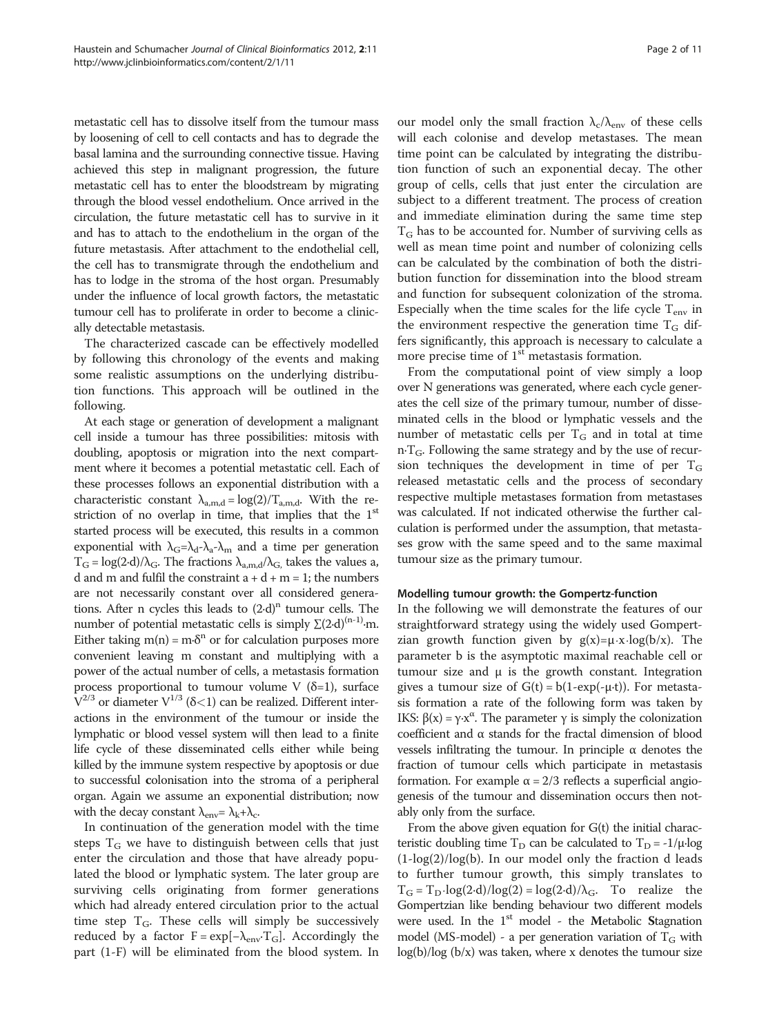metastatic cell has to dissolve itself from the tumour mass by loosening of cell to cell contacts and has to degrade the basal lamina and the surrounding connective tissue. Having achieved this step in malignant progression, the future metastatic cell has to enter the bloodstream by migrating through the blood vessel endothelium. Once arrived in the circulation, the future metastatic cell has to survive in it and has to attach to the endothelium in the organ of the future metastasis. After attachment to the endothelial cell, the cell has to transmigrate through the endothelium and has to lodge in the stroma of the host organ. Presumably under the influence of local growth factors, the metastatic tumour cell has to proliferate in order to become a clinically detectable metastasis.

The characterized cascade can be effectively modelled by following this chronology of the events and making some realistic assumptions on the underlying distribution functions. This approach will be outlined in the following.

At each stage or generation of development a malignant cell inside a tumour has three possibilities: mitosis with doubling, apoptosis or migration into the next compartment where it becomes a potential metastatic cell. Each of these processes follows an exponential distribution with a characteristic constant $\lambda_{a,m,d} = \log(2)/T_{a,m,d}$. With the restriction of no overlap in time, that implies that the 1[st] started process will be executed, this results in a common exponential with $\lambda_G=\lambda_d-\lambda_a-\lambda_m$ and a time per generation $T_G = \log(2{\cdot}d)/\lambda_G$. The fractions $\lambda_{a,m,d}/\lambda_G$ takes the values a, d and m and fulfil the constraint a + d + m = 1; the numbers are not necessarily constant over all considered generations. After n cycles this leads to $(2{\cdot}d)^n$ tumour cells. The number of potential metastatic cells is simply $\sum(2{\cdot}d)^{(n-1)}{\cdot}m$. Either taking $m(n) = m{\cdot}\delta^n$ or for calculation purposes more convenient leaving m constant and multiplying with a power of the actual number of cells, a metastasis formation process proportional to tumour volume V ($\delta$=1), surface $V^{2/3}$ or diameter $V^{1/3}$ ($\delta<1$) can be realized. Different interactions in the environment of the tumour or inside the lymphatic or blood vessel system will then lead to a finite life cycle of these disseminated cells either while being killed by the immune system respective by apoptosis or due to successful colonisation into the stroma of a peripheral organ. Again we assume an exponential distribution; now with the decay constant $\lambda_{env}= \lambda_k+\lambda_c$.

In continuation of the generation model with the time steps $T_G$ we have to distinguish between cells that just enter the circulation and those that have already populated the blood or lymphatic system. The later group are surviving cells originating from former generations which had already entered circulation prior to the actual time step $T_G$. These cells will simply be successively reduced by a factor $F = \exp[-\lambda_{env}{\cdot}T_G]$. Accordingly the part (1-F) will be eliminated from the blood system. In our model only the small fraction $\lambda_c/\lambda_{env}$ of these cells will each colonise and develop metastases. The mean time point can be calculated by integrating the distribution function of such an exponential decay. The other group of cells, cells that just enter the circulation are subject to a different treatment. The process of creation and immediate elimination during the same time step $T_G$ has to be accounted for. Number of surviving cells as well as mean time point and number of colonizing cells can be calculated by the combination of both the distribution function for dissemination into the blood stream and function for subsequent colonization of the stroma. Especially when the time scales for the life cycle $T_{env}$ in the environment respective the generation time $T_G$ differs significantly, this approach is necessary to calculate a more precise time of 1[st] metastasis formation.

From the computational point of view simply a loop over N generations was generated, where each cycle generates the cell size of the primary tumour, number of disseminated cells in the blood or lymphatic vessels and the number of metastatic cells per $T_G$ and in total at time $n{\cdot}T_G$. Following the same strategy and by the use of recursion techniques the development in time of per $T_G$ released metastatic cells and the process of secondary respective multiple metastases formation from metastases was calculated. If not indicated otherwise the further calculation is performed under the assumption, that metastases grow with the same speed and to the same maximal tumour size as the primary tumour.

### Modelling tumour growth: the Gompertz-function

In the following we will demonstrate the features of our straightforward strategy using the widely used Gompertzian growth function given by $g(x)=\mu{\cdot}x{\cdot}\log(b/x)$. The parameter b is the asymptotic maximal reachable cell or tumour size and $\mu$ is the growth constant. Integration gives a tumour size of $G(t) = b(1\text{-}\exp(-\mu{\cdot}t))$. For metastasis formation a rate of the following form was taken by IKS: $\beta(x) = \gamma{\cdot}x^{\alpha}$. The parameter $\gamma$ is simply the colonization coefficient and $\alpha$ stands for the fractal dimension of blood vessels infiltrating the tumour. In principle $\alpha$ denotes the fraction of tumour cells which participate in metastasis formation. For example $\alpha = 2/3$ reflects a superficial angiogenesis of the tumour and dissemination occurs then notably only from the surface.

From the above given equation for G(t) the initial characteristic doubling time $T_D$ can be calculated to $T_D = -1/\mu{\cdot}\log(1\text{-}\log(2)/\log(b))$. In our model only the fraction d leads to further tumour growth, this simply translates to $T_G = T_D{\cdot}\log(2{\cdot}d)/\log(2) = \log(2{\cdot}d)/\lambda_G$. To realize the Gompertzian like bending behaviour two different models were used. In the 1[st] model - the **M**etabolic **S**tagnation model (MS-model) - a per generation variation of $T_G$ with $\log(b)/\log(b/x)$ was taken, where x denotes the tumour size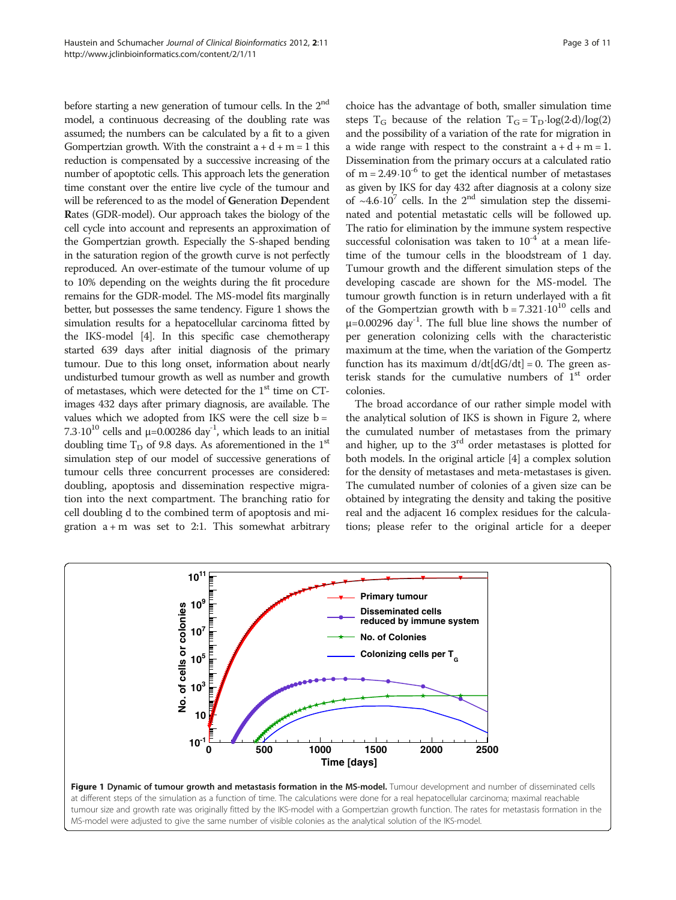before starting a new generation of tumour cells. In the 2[nd] model, a continuous decreasing of the doubling rate was assumed; the numbers can be calculated by a fit to a given Gompertzian growth. With the constraint $a + d + m = 1$ this reduction is compensated by a successive increasing of the number of apoptotic cells. This approach lets the generation time constant over the entire live cycle of the tumour and will be referenced to as the model of **G**eneration **D**ependent **R**ates (GDR-model). Our approach takes the biology of the cell cycle into account and represents an approximation of the Gompertzian growth. Especially the S-shaped bending in the saturation region of the growth curve is not perfectly reproduced. An over-estimate of the tumour volume of up to 10% depending on the weights during the fit procedure remains for the GDR-model. The MS-model fits marginally better, but possesses the same tendency. Figure 1 shows the simulation results for a hepatocellular carcinoma fitted by the IKS-model [4]. In this specific case chemotherapy started 639 days after initial diagnosis of the primary tumour. Due to this long onset, information about nearly undisturbed tumour growth as well as number and growth of metastases, which were detected for the 1[st] time on CT-images 432 days after primary diagnosis, are available. The values which we adopted from IKS were the cell size $b = 7.3 \cdot 10^{10}$ cells and $\mu = 0.00286$ day$^{-1}$, which leads to an initial doubling time $T_D$ of 9.8 days. As aforementioned in the 1[st] simulation step of our model of successive generations of tumour cells three concurrent processes are considered: doubling, apoptosis and dissemination respective migration into the next compartment. The branching ratio for cell doubling d to the combined term of apoptosis and migration $a + m$ was set to 2:1. This somewhat arbitrary choice has the advantage of both, smaller simulation time steps $T_G$ because of the relation $T_G = T_D \cdot \log(2 \cdot d)/\log(2)$ and the possibility of a variation of the rate for migration in a wide range with respect to the constraint $a + d + m = 1$. Dissemination from the primary occurs at a calculated ratio of $m = 2.49 \cdot 10^{-6}$ to get the identical number of metastases as given by IKS for day 432 after diagnosis at a colony size of $\sim 4.6 \cdot 10^{7}$ cells. In the 2[nd] simulation step the disseminated and potential metastatic cells will be followed up. The ratio for elimination by the immune system respective successful colonisation was taken to $10^{-4}$ at a mean lifetime of the tumour cells in the bloodstream of 1 day. Tumour growth and the different simulation steps of the developing cascade are shown for the MS-model. The tumour growth function is in return underlayed with a fit of the Gompertzian growth with $b = 7.321 \cdot 10^{10}$ cells and $\mu = 0.00296$ day$^{-1}$. The full blue line shows the number of per generation colonizing cells with the characteristic maximum at the time, when the variation of the Gompertz function has its maximum $d/dt[dG/dt] = 0$. The green asterisk stands for the cumulative numbers of 1[st] order colonies.

The broad accordance of our rather simple model with the analytical solution of IKS is shown in Figure 2, where the cumulated number of metastases from the primary and higher, up to the 3[rd] order metastases is plotted for both models. In the original article [4] a complex solution for the density of metastases and meta-metastases is given. The cumulated number of colonies of a given size can be obtained by integrating the density and taking the positive real and the adjacent 16 complex residues for the calculations; please refer to the original article for a deeper

**Figure 1 Dynamic of tumour growth and metastasis formation in the MS-model.** Tumour development and number of disseminated cells at different steps of the simulation as a function of time. The calculations were done for a real hepatocellular carcinoma; maximal reachable tumour size and growth rate was originally fitted by the IKS-model with a Gompertzian growth function. The rates for metastasis formation in the MS-model were adjusted to give the same number of visible colonies as the analytical solution of the IKS-model.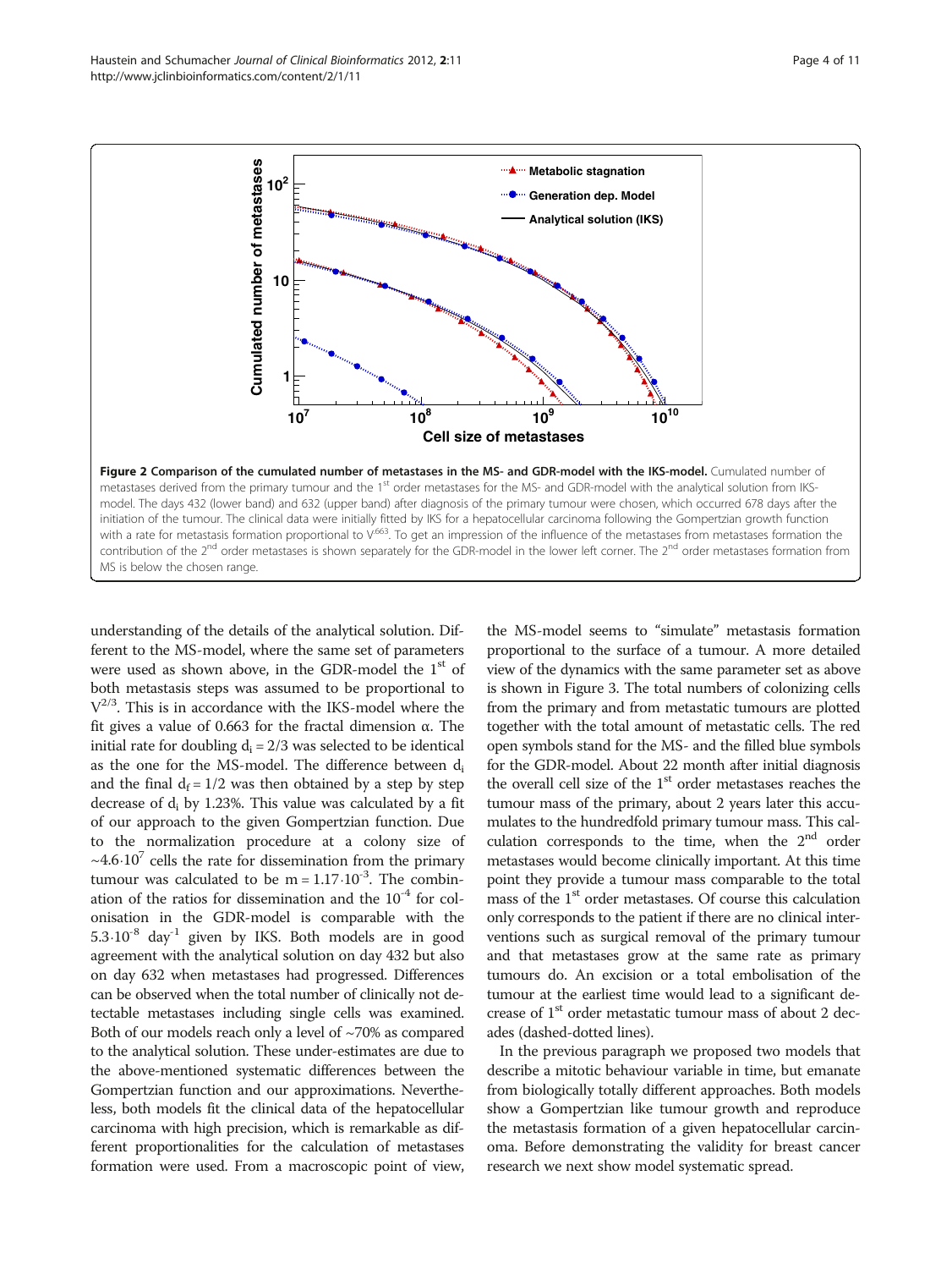**Figure 2 Comparison of the cumulated number of metastases in the MS- and GDR-model with the IKS-model.** Cumulated number of metastases derived from the primary tumour and the 1[st] order metastases for the MS- and GDR-model with the analytical solution from IKS-model. The days 432 (lower band) and 632 (upper band) after diagnosis of the primary tumour were chosen, which occurred 678 days after the initiation of the tumour. The clinical data were initially fitted by IKS for a hepatocellular carcinoma following the Gompertzian growth function with a rate for metastasis formation proportional to $V^{.663}$. To get an impression of the influence of the metastases from metastases formation the contribution of the 2[nd] order metastases is shown separately for the GDR-model in the lower left corner. The 2[nd] order metastases formation from MS is below the chosen range.

understanding of the details of the analytical solution. Different to the MS-model, where the same set of parameters were used as shown above, in the GDR-model the 1[st] of both metastasis steps was assumed to be proportional to $V^{2/3}$. This is in accordance with the IKS-model where the fit gives a value of 0.663 for the fractal dimension α. The initial rate for doubling $d_i = 2/3$ was selected to be identical as the one for the MS-model. The difference between $d_i$ and the final $d_f = 1/2$ was then obtained by a step by step decrease of $d_i$ by 1.23%. This value was calculated by a fit of our approach to the given Gompertzian function. Due to the normalization procedure at a colony size of $\sim 4.6 \cdot 10^7$ cells the rate for dissemination from the primary tumour was calculated to be $m = 1.17 \cdot 10^{-3}$. The combination of the ratios for dissemination and the $10^{-4}$ for colonisation in the GDR-model is comparable with the $5.3 \cdot 10^{-8}$ day$^{-1}$ given by IKS. Both models are in good agreement with the analytical solution on day 432 but also on day 632 when metastases had progressed. Differences can be observed when the total number of clinically not detectable metastases including single cells was examined. Both of our models reach only a level of ~70% as compared to the analytical solution. These under-estimates are due to the above-mentioned systematic differences between the Gompertzian function and our approximations. Nevertheless, both models fit the clinical data of the hepatocellular carcinoma with high precision, which is remarkable as different proportionalities for the calculation of metastases formation were used. From a macroscopic point of view, the MS-model seems to "simulate" metastasis formation proportional to the surface of a tumour. A more detailed view of the dynamics with the same parameter set as above is shown in Figure 3. The total numbers of colonizing cells from the primary and from metastatic tumours are plotted together with the total amount of metastatic cells. The red open symbols stand for the MS- and the filled blue symbols for the GDR-model. About 22 month after initial diagnosis the overall cell size of the 1[st] order metastases reaches the tumour mass of the primary, about 2 years later this accumulates to the hundredfold primary tumour mass. This calculation corresponds to the time, when the 2[nd] order metastases would become clinically important. At this time point they provide a tumour mass comparable to the total mass of the 1[st] order metastases. Of course this calculation only corresponds to the patient if there are no clinical interventions such as surgical removal of the primary tumour and that metastases grow at the same rate as primary tumours do. An excision or a total embolisation of the tumour at the earliest time would lead to a significant decrease of 1[st] order metastatic tumour mass of about 2 decades (dashed-dotted lines).

In the previous paragraph we proposed two models that describe a mitotic behaviour variable in time, but emanate from biologically totally different approaches. Both models show a Gompertzian like tumour growth and reproduce the metastasis formation of a given hepatocellular carcinoma. Before demonstrating the validity for breast cancer research we next show model systematic spread.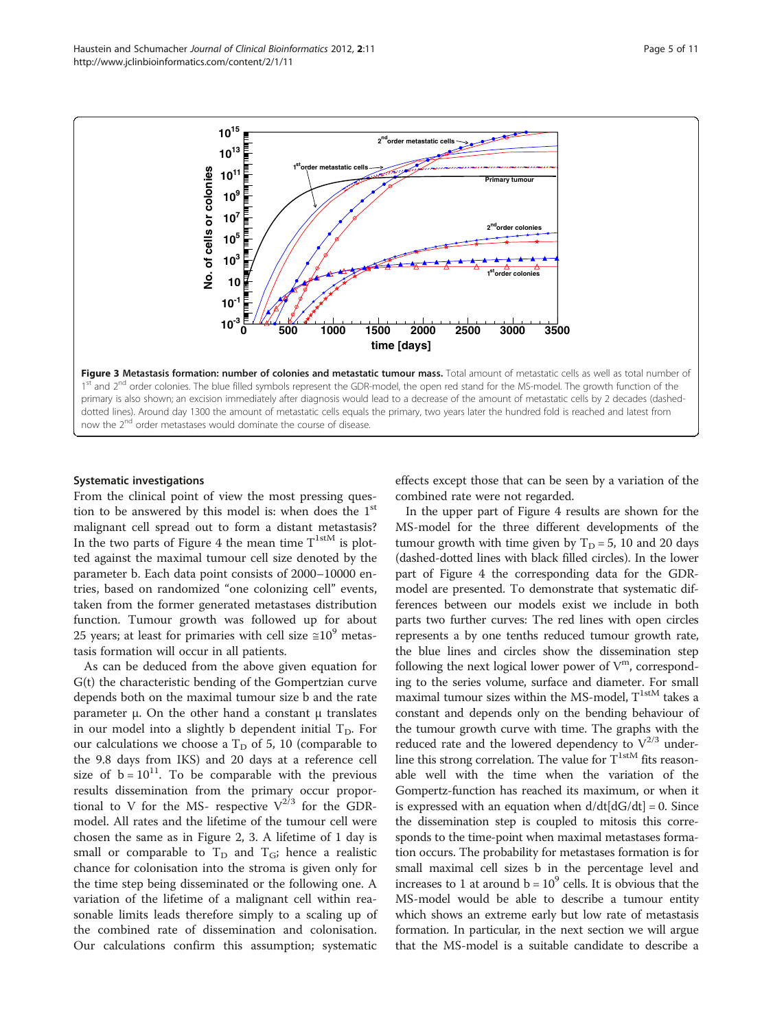**Figure 3 Metastasis formation: number of colonies and metastatic tumour mass.** Total amount of metastatic cells as well as total number of 1st and 2nd order colonies. The blue filled symbols represent the GDR-model, the open red stand for the MS-model. The growth function of the primary is also shown; an excision immediately after diagnosis would lead to a decrease of the amount of metastatic cells by 2 decades (dashed-dotted lines). Around day 1300 the amount of metastatic cells equals the primary, two years later the hundred fold is reached and latest from now the 2nd order metastases would dominate the course of disease.

### Systematic investigations

From the clinical point of view the most pressing question to be answered by this model is: when does the 1st malignant cell spread out to form a distant metastasis? In the two parts of Figure 4 the mean time $T^{1stM}$ is plotted against the maximal tumour cell size denoted by the parameter b. Each data point consists of 2000–10000 entries, based on randomized "one colonizing cell" events, taken from the former generated metastases distribution function. Tumour growth was followed up for about 25 years; at least for primaries with cell size $\cong 10^9$ metastasis formation will occur in all patients.

As can be deduced from the above given equation for G(t) the characteristic bending of the Gompertzian curve depends both on the maximal tumour size b and the rate parameter μ. On the other hand a constant μ translates in our model into a slightly b dependent initial $T_D$. For our calculations we choose a $T_D$ of 5, 10 (comparable to the 9.8 days from IKS) and 20 days at a reference cell size of $b = 10^{11}$. To be comparable with the previous results dissemination from the primary occur proportional to V for the MS- respective $V^{2/3}$ for the GDR-model. All rates and the lifetime of the tumour cell were chosen the same as in Figure 2, 3. A lifetime of 1 day is small or comparable to $T_D$ and $T_G$; hence a realistic chance for colonisation into the stroma is given only for the time step being disseminated or the following one. A variation of the lifetime of a malignant cell within reasonable limits leads therefore simply to a scaling up of the combined rate of dissemination and colonisation. Our calculations confirm this assumption; systematic effects except those that can be seen by a variation of the combined rate were not regarded.

In the upper part of Figure 4 results are shown for the MS-model for the three different developments of the tumour growth with time given by $T_D = 5$, 10 and 20 days (dashed-dotted lines with black filled circles). In the lower part of Figure 4 the corresponding data for the GDR-model are presented. To demonstrate that systematic differences between our models exist we include in both parts two further curves: The red lines with open circles represents a by one tenths reduced tumour growth rate, the blue lines and circles show the dissemination step following the next logical lower power of $V^m$, corresponding to the series volume, surface and diameter. For small maximal tumour sizes within the MS-model, $T^{1stM}$ takes a constant and depends only on the bending behaviour of the tumour growth curve with time. The graphs with the reduced rate and the lowered dependency to $V^{2/3}$ underline this strong correlation. The value for $T^{1stM}$ fits reasonable well with the time when the variation of the Gompertz-function has reached its maximum, or when it is expressed with an equation when $d/dt[dG/dt] = 0$. Since the dissemination step is coupled to mitosis this corresponds to the time-point when maximal metastases formation occurs. The probability for metastases formation is for small maximal cell sizes b in the percentage level and increases to 1 at around $b = 10^9$ cells. It is obvious that the MS-model would be able to describe a tumour entity which shows an extreme early but low rate of metastasis formation. In particular, in the next section we will argue that the MS-model is a suitable candidate to describe a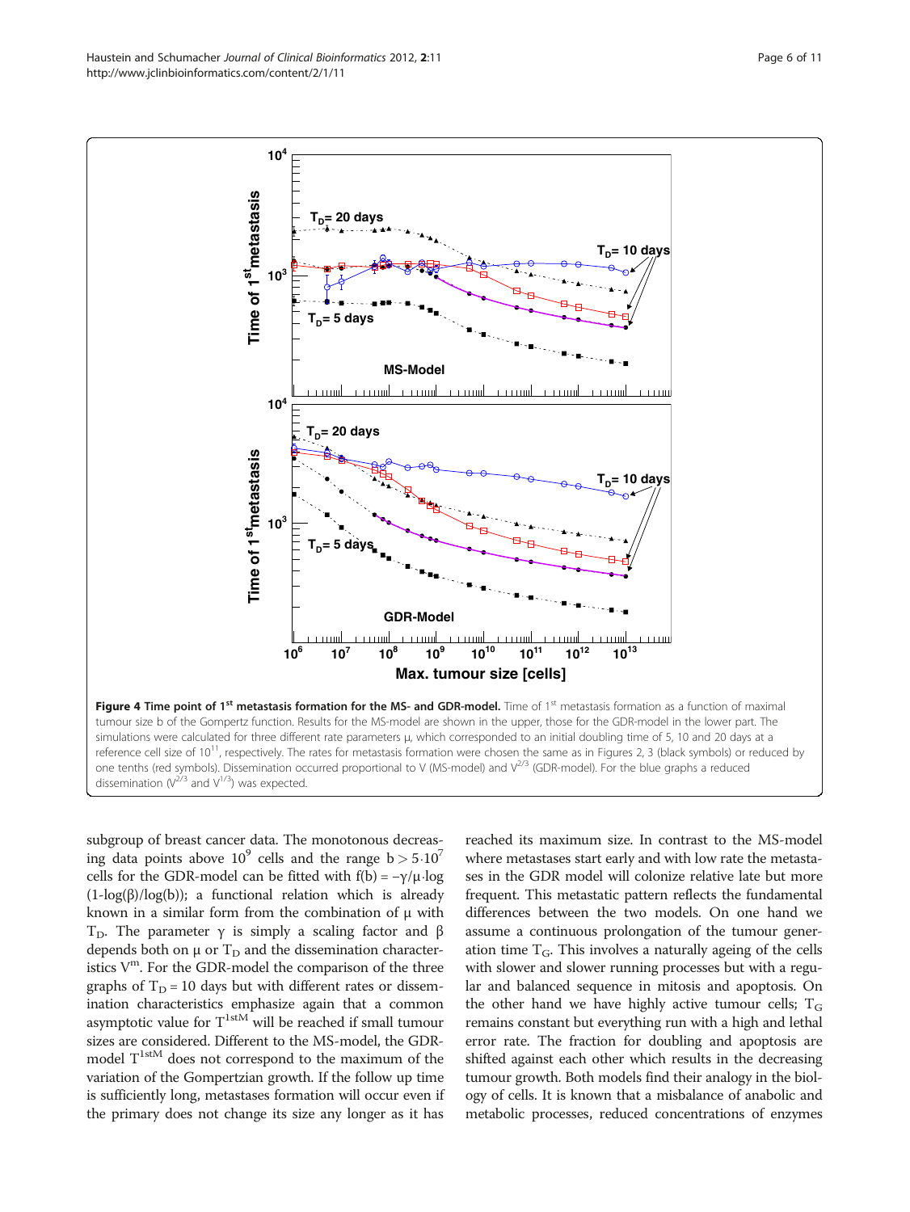**Figure 4 Time point of 1st metastasis formation for the MS- and GDR-model.** Time of 1st metastasis formation as a function of maximal tumour size b of the Gompertz function. Results for the MS-model are shown in the upper, those for the GDR-model in the lower part. The simulations were calculated for three different rate parameters μ, which corresponded to an initial doubling time of 5, 10 and 20 days at a reference cell size of $10^{11}$, respectively. The rates for metastasis formation were chosen the same as in Figures 2, 3 (black symbols) or reduced by one tenths (red symbols). Dissemination occurred proportional to V (MS-model) and $V^{2/3}$ (GDR-model). For the blue graphs a reduced dissemination ($V^{2/3}$ and $V^{1/3}$) was expected.

subgroup of breast cancer data. The monotonous decreasing data points above $10^9$ cells and the range $b > 5 \cdot 10^7$ cells for the GDR-model can be fitted with $f(b) = -\gamma/\mu \cdot \log(1-\log(\beta)/\log(b))$; a functional relation which is already known in a similar form from the combination of μ with $T_D$. The parameter γ is simply a scaling factor and β depends both on μ or $T_D$ and the dissemination characteristics $V^m$. For the GDR-model the comparison of the three graphs of $T_D = 10$ days but with different rates or dissemination characteristics emphasize again that a common asymptotic value for $T^{1stM}$ will be reached if small tumour sizes are considered. Different to the MS-model, the GDR-model $T^{1stM}$ does not correspond to the maximum of the variation of the Gompertzian growth. If the follow up time is sufficiently long, metastases formation will occur even if the primary does not change its size any longer as it has reached its maximum size. In contrast to the MS-model where metastases start early and with low rate the metastases in the GDR model will colonize relative late but more frequent. This metastatic pattern reflects the fundamental differences between the two models. On one hand we assume a continuous prolongation of the tumour generation time $T_G$. This involves a naturally ageing of the cells with slower and slower running processes but with a regular and balanced sequence in mitosis and apoptosis. On the other hand we have highly active tumour cells; $T_G$ remains constant but everything run with a high and lethal error rate. The fraction for doubling and apoptosis are shifted against each other which results in the decreasing tumour growth. Both models find their analogy in the biology of cells. It is known that a misbalance of anabolic and metabolic processes, reduced concentrations of enzymes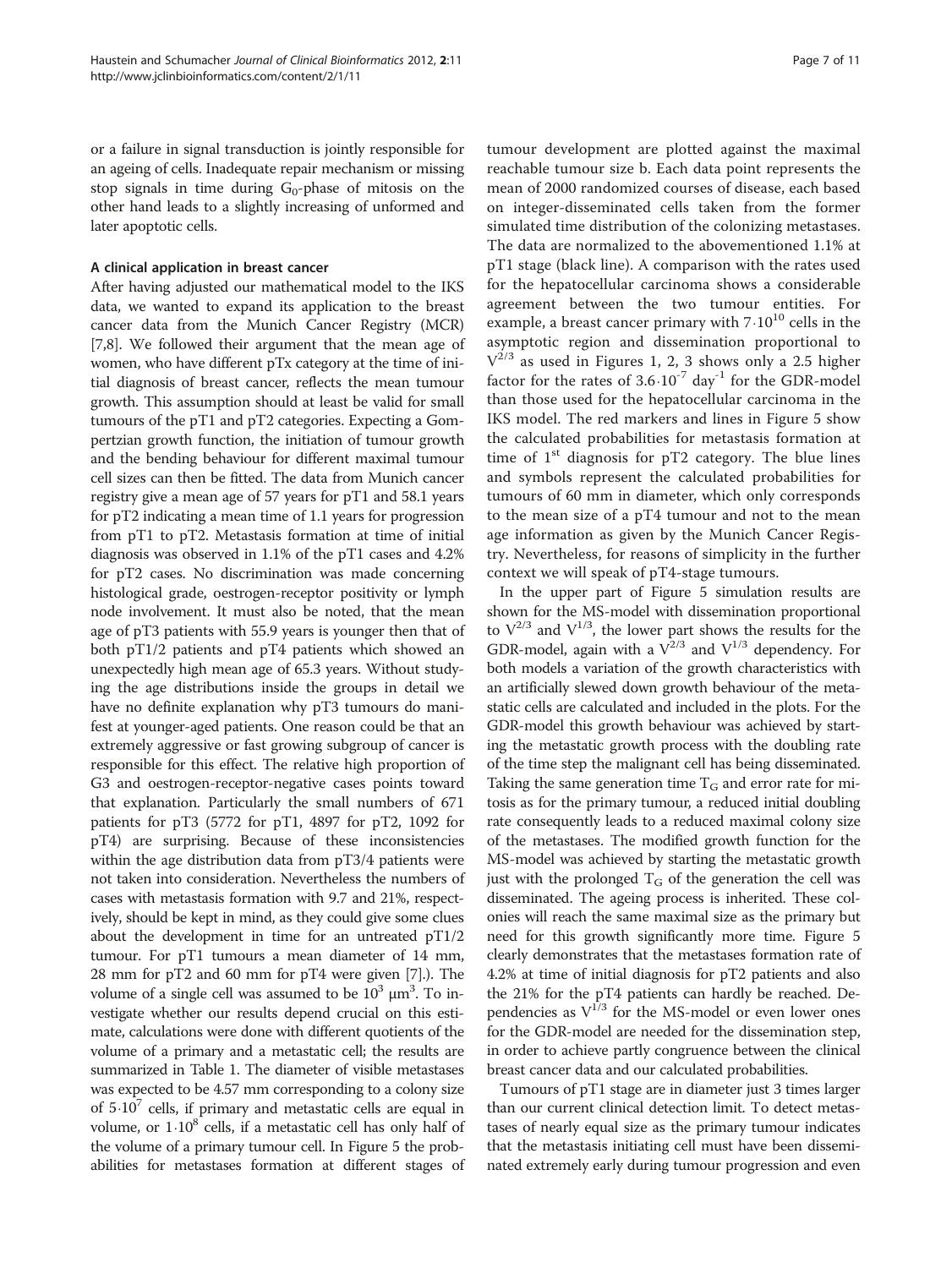or a failure in signal transduction is jointly responsible for an ageing of cells. Inadequate repair mechanism or missing stop signals in time during $G_0$-phase of mitosis on the other hand leads to a slightly increasing of unformed and later apoptotic cells.

### A clinical application in breast cancer

After having adjusted our mathematical model to the IKS data, we wanted to expand its application to the breast cancer data from the Munich Cancer Registry (MCR) [7,8]. We followed their argument that the mean age of women, who have different pTx category at the time of initial diagnosis of breast cancer, reflects the mean tumour growth. This assumption should at least be valid for small tumours of the pT1 and pT2 categories. Expecting a Gompertzian growth function, the initiation of tumour growth and the bending behaviour for different maximal tumour cell sizes can then be fitted. The data from Munich cancer registry give a mean age of 57 years for pT1 and 58.1 years for pT2 indicating a mean time of 1.1 years for progression from pT1 to pT2. Metastasis formation at time of initial diagnosis was observed in 1.1% of the pT1 cases and 4.2% for pT2 cases. No discrimination was made concerning histological grade, oestrogen-receptor positivity or lymph node involvement. It must also be noted, that the mean age of pT3 patients with 55.9 years is younger then that of both pT1/2 patients and pT4 patients which showed an unexpectedly high mean age of 65.3 years. Without studying the age distributions inside the groups in detail we have no definite explanation why pT3 tumours do manifest at younger-aged patients. One reason could be that an extremely aggressive or fast growing subgroup of cancer is responsible for this effect. The relative high proportion of G3 and oestrogen-receptor-negative cases points toward that explanation. Particularly the small numbers of 671 patients for pT3 (5772 for pT1, 4897 for pT2, 1092 for pT4) are surprising. Because of these inconsistencies within the age distribution data from pT3/4 patients were not taken into consideration. Nevertheless the numbers of cases with metastasis formation with 9.7 and 21%, respectively, should be kept in mind, as they could give some clues about the development in time for an untreated pT1/2 tumour. For pT1 tumours a mean diameter of 14 mm, 28 mm for pT2 and 60 mm for pT4 were given [7].). The volume of a single cell was assumed to be $10^3$ μm$^3$. To investigate whether our results depend crucial on this estimate, calculations were done with different quotients of the volume of a primary and a metastatic cell; the results are summarized in Table 1. The diameter of visible metastases was expected to be 4.57 mm corresponding to a colony size of $5{\cdot}10^7$ cells, if primary and metastatic cells are equal in volume, or $1{\cdot}10^8$ cells, if a metastatic cell has only half of the volume of a primary tumour cell. In Figure 5 the probabilities for metastases formation at different stages of tumour development are plotted against the maximal reachable tumour size b. Each data point represents the mean of 2000 randomized courses of disease, each based on integer-disseminated cells taken from the former simulated time distribution of the colonizing metastases. The data are normalized to the abovementioned 1.1% at pT1 stage (black line). A comparison with the rates used for the hepatocellular carcinoma shows a considerable agreement between the two tumour entities. For example, a breast cancer primary with $7{\cdot}10^{10}$ cells in the asymptotic region and dissemination proportional to $V^{2/3}$ as used in Figures 1, 2, 3 shows only a 2.5 higher factor for the rates of $3.6{\cdot}10^{-7}$ day$^{-1}$ for the GDR-model than those used for the hepatocellular carcinoma in the IKS model. The red markers and lines in Figure 5 show the calculated probabilities for metastasis formation at time of 1st diagnosis for pT2 category. The blue lines and symbols represent the calculated probabilities for tumours of 60 mm in diameter, which only corresponds to the mean size of a pT4 tumour and not to the mean age information as given by the Munich Cancer Registry. Nevertheless, for reasons of simplicity in the further context we will speak of pT4-stage tumours.

In the upper part of Figure 5 simulation results are shown for the MS-model with dissemination proportional to $V^{2/3}$ and $V^{1/3}$, the lower part shows the results for the GDR-model, again with a $V^{2/3}$ and $V^{1/3}$ dependency. For both models a variation of the growth characteristics with an artificially slewed down growth behaviour of the metastatic cells are calculated and included in the plots. For the GDR-model this growth behaviour was achieved by starting the metastatic growth process with the doubling rate of the time step the malignant cell has being disseminated. Taking the same generation time $T_G$ and error rate for mitosis as for the primary tumour, a reduced initial doubling rate consequently leads to a reduced maximal colony size of the metastases. The modified growth function for the MS-model was achieved by starting the metastatic growth just with the prolonged $T_G$ of the generation the cell was disseminated. The ageing process is inherited. These colonies will reach the same maximal size as the primary but need for this growth significantly more time. Figure 5 clearly demonstrates that the metastases formation rate of 4.2% at time of initial diagnosis for pT2 patients and also the 21% for the pT4 patients can hardly be reached. Dependencies as $V^{1/3}$ for the MS-model or even lower ones for the GDR-model are needed for the dissemination step, in order to achieve partly congruence between the clinical breast cancer data and our calculated probabilities.

Tumours of pT1 stage are in diameter just 3 times larger than our current clinical detection limit. To detect metastases of nearly equal size as the primary tumour indicates that the metastasis initiating cell must have been disseminated extremely early during tumour progression and even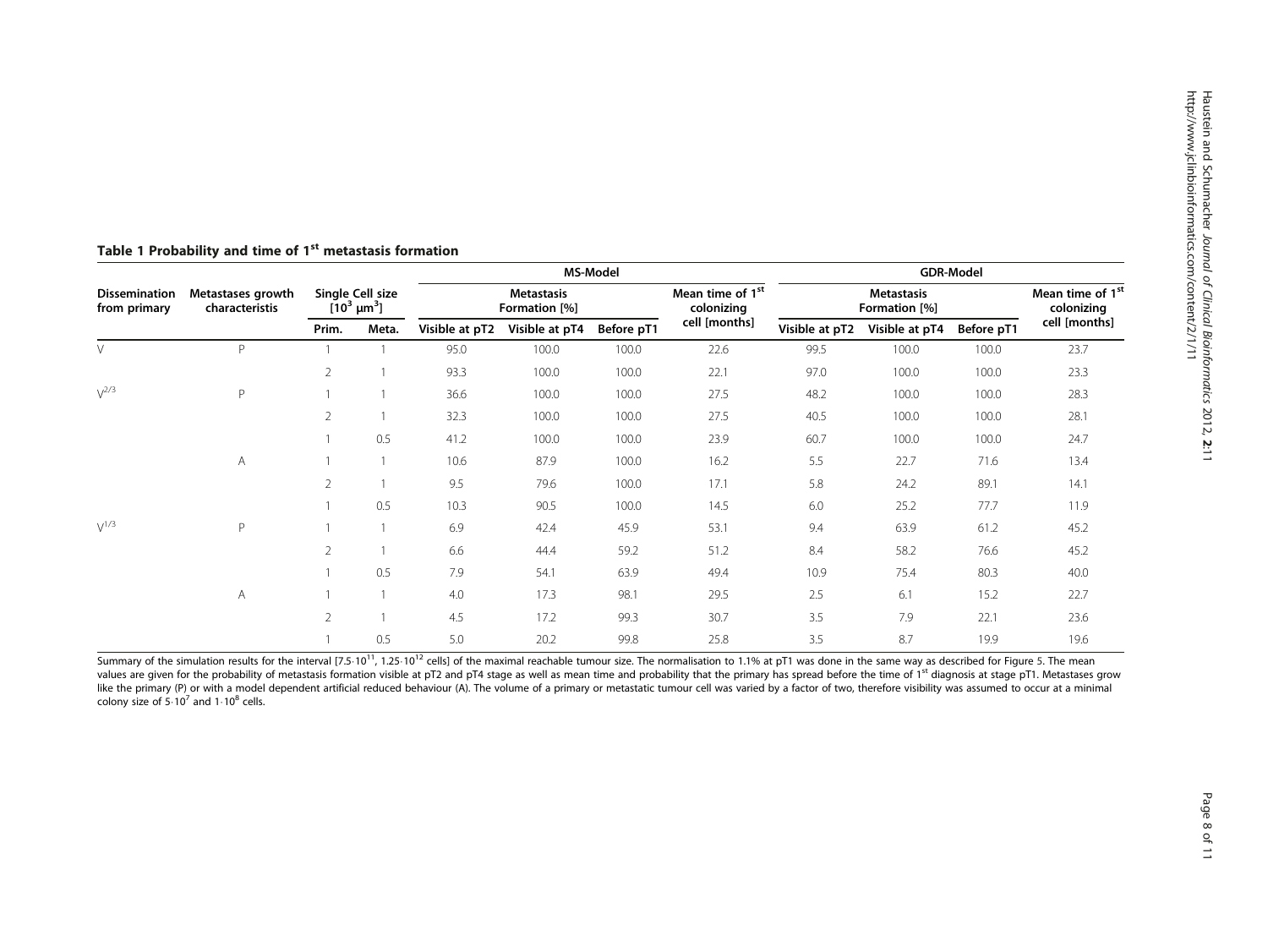**Table 1 Probability and time of 1st metastasis formation**

| Dissemination from primary | Metastases growth characteristis | Single Cell size $[10^3 \mu m^3]$ | | MS-Model | | | | GDR-Model | | | |
|---|---|---|---|---|---|---|---|---|---|---|---|
| | | | | Metastasis Formation [%] | | | Mean time of 1st colonizing cell [months] | Metastasis Formation [%] | | | Mean time of 1st colonizing cell [months] |
| | | Prim. | Meta. | Visible at pT2 | Visible at pT4 | Before pT1 | | Visible at pT2 | Visible at pT4 | Before pT1 | |
| V | P | 1 | 1 | 95.0 | 100.0 | 100.0 | 22.6 | 99.5 | 100.0 | 100.0 | 23.7 |
| | | 2 | 1 | 93.3 | 100.0 | 100.0 | 22.1 | 97.0 | 100.0 | 100.0 | 23.3 |
| $V^{2/3}$ | P | 1 | 1 | 36.6 | 100.0 | 100.0 | 27.5 | 48.2 | 100.0 | 100.0 | 28.3 |
| | | 2 | 1 | 32.3 | 100.0 | 100.0 | 27.5 | 40.5 | 100.0 | 100.0 | 28.1 |
| | | 1 | 0.5 | 41.2 | 100.0 | 100.0 | 23.9 | 60.7 | 100.0 | 100.0 | 24.7 |
| | A | 1 | 1 | 10.6 | 87.9 | 100.0 | 16.2 | 5.5 | 22.7 | 71.6 | 13.4 |
| | | 2 | 1 | 9.5 | 79.6 | 100.0 | 17.1 | 5.8 | 24.2 | 89.1 | 14.1 |
| | | 1 | 0.5 | 10.3 | 90.5 | 100.0 | 14.5 | 6.0 | 25.2 | 77.7 | 11.9 |
| $V^{1/3}$ | P | 1 | 1 | 6.9 | 42.4 | 45.9 | 53.1 | 9.4 | 63.9 | 61.2 | 45.2 |
| | | 2 | 1 | 6.6 | 44.4 | 59.2 | 51.2 | 8.4 | 58.2 | 76.6 | 45.2 |
| | | 1 | 0.5 | 7.9 | 54.1 | 63.9 | 49.4 | 10.9 | 75.4 | 80.3 | 40.0 |
| | A | 1 | 1 | 4.0 | 17.3 | 98.1 | 29.5 | 2.5 | 6.1 | 15.2 | 22.7 |
| | | 2 | 1 | 4.5 | 17.2 | 99.3 | 30.7 | 3.5 | 7.9 | 22.1 | 23.6 |
| | | 1 | 0.5 | 5.0 | 20.2 | 99.8 | 25.8 | 3.5 | 8.7 | 19.9 | 19.6 |

Summary of the simulation results for the interval $[7.5 \cdot 10^{11}, 1.25 \cdot 10^{12}$ cells] of the maximal reachable tumour size. The normalisation to 1.1% at pT1 was done in the same way as described for Figure 5. The mean values are given for the probability of metastasis formation visible at pT2 and pT4 stage as well as mean time and probability that the primary has spread before the time of 1st diagnosis at stage pT1. Metastases grow like the primary (P) or with a model dependent artificial reduced behaviour (A). The volume of a primary or metastatic tumour cell was varied by a factor of two, therefore visibility was assumed to occur at a minimal colony size of $5 \cdot 10^7$ and $1 \cdot 10^8$ cells.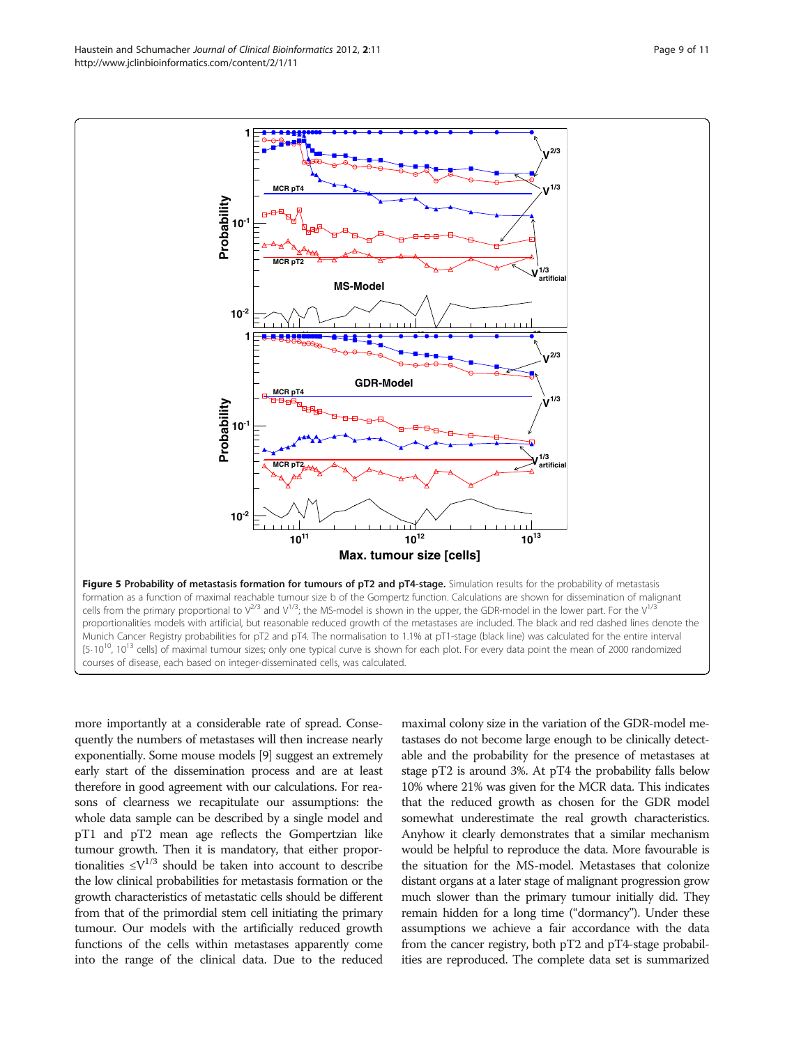**Figure 5 Probability of metastasis formation for tumours of pT2 and pT4-stage.** Simulation results for the probability of metastasis formation as a function of maximal reachable tumour size b of the Gompertz function. Calculations are shown for dissemination of malignant cells from the primary proportional to $V^{2/3}$ and $V^{1/3}$; the MS-model is shown in the upper, the GDR-model in the lower part. For the $V^{1/3}$ proportionalities models with artificial, but reasonable reduced growth of the metastases are included. The black and red dashed lines denote the Munich Cancer Registry probabilities for pT2 and pT4. The normalisation to 1.1% at pT1-stage (black line) was calculated for the entire interval [$5 \cdot 10^{10}$, $10^{13}$ cells] of maximal tumour sizes; only one typical curve is shown for each plot. For every data point the mean of 2000 randomized courses of disease, each based on integer-disseminated cells, was calculated.

more importantly at a considerable rate of spread. Consequently the numbers of metastases will then increase nearly exponentially. Some mouse models [9] suggest an extremely early start of the dissemination process and are at least therefore in good agreement with our calculations. For reasons of clearness we recapitulate our assumptions: the whole data sample can be described by a single model and pT1 and pT2 mean age reflects the Gompertzian like tumour growth. Then it is mandatory, that either proportionalities $\leq V^{1/3}$ should be taken into account to describe the low clinical probabilities for metastasis formation or the growth characteristics of metastatic cells should be different from that of the primordial stem cell initiating the primary tumour. Our models with the artificially reduced growth functions of the cells within metastases apparently come into the range of the clinical data. Due to the reduced maximal colony size in the variation of the GDR-model metastases do not become large enough to be clinically detectable and the probability for the presence of metastases at stage pT2 is around 3%. At pT4 the probability falls below 10% where 21% was given for the MCR data. This indicates that the reduced growth as chosen for the GDR model somewhat underestimate the real growth characteristics. Anyhow it clearly demonstrates that a similar mechanism would be helpful to reproduce the data. More favourable is the situation for the MS-model. Metastases that colonize distant organs at a later stage of malignant progression grow much slower than the primary tumour initially did. They remain hidden for a long time ("dormancy"). Under these assumptions we achieve a fair accordance with the data from the cancer registry, both pT2 and pT4-stage probabilities are reproduced. The complete data set is summarized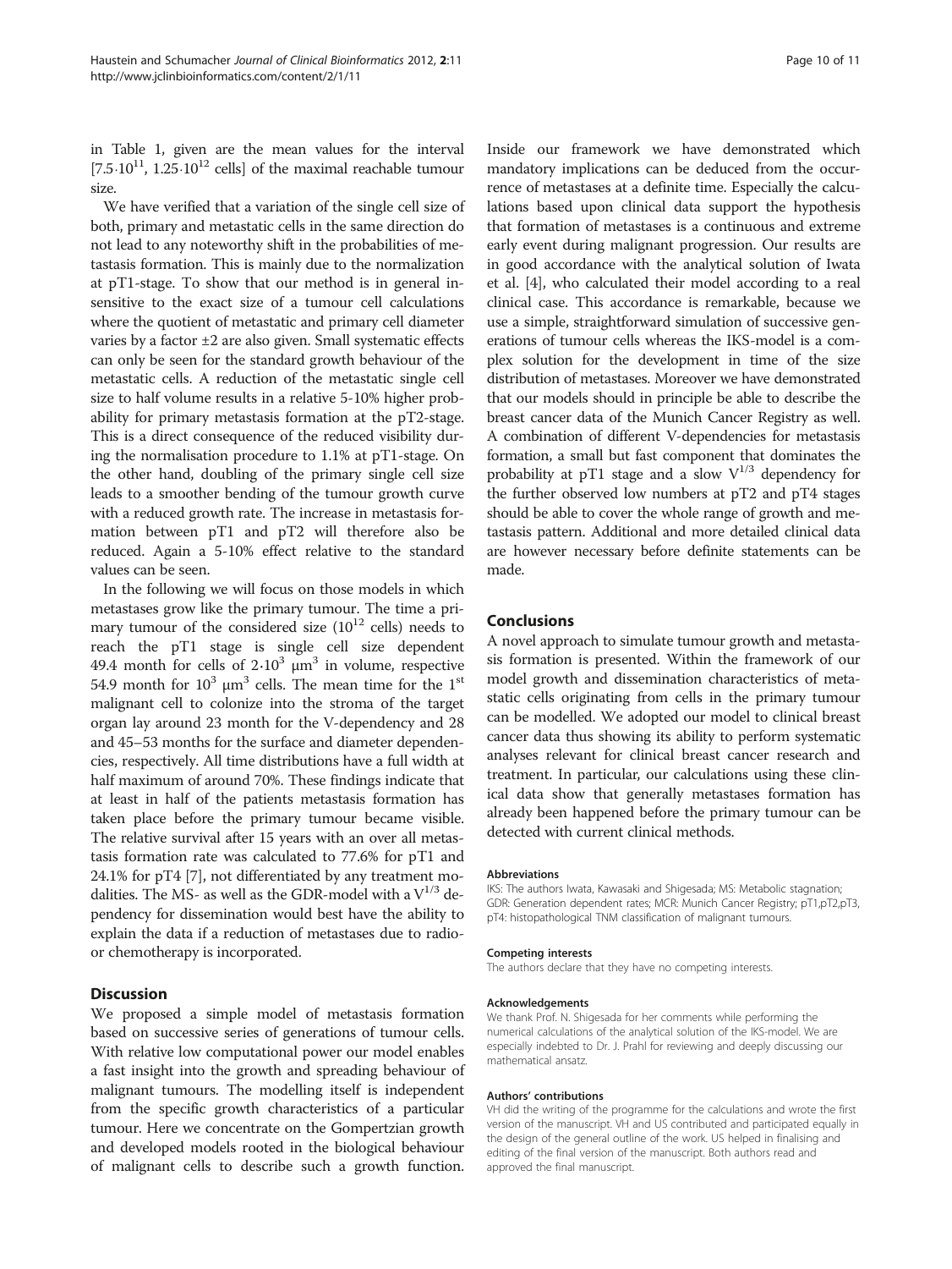in Table 1, given are the mean values for the interval $[7.5{\cdot}10^{11}, 1.25{\cdot}10^{12}$ cells] of the maximal reachable tumour size.

We have verified that a variation of the single cell size of both, primary and metastatic cells in the same direction do not lead to any noteworthy shift in the probabilities of metastasis formation. This is mainly due to the normalization at pT1-stage. To show that our method is in general insensitive to the exact size of a tumour cell calculations where the quotient of metastatic and primary cell diameter varies by a factor ±2 are also given. Small systematic effects can only be seen for the standard growth behaviour of the metastatic cells. A reduction of the metastatic single cell size to half volume results in a relative 5-10% higher probability for primary metastasis formation at the pT2-stage. This is a direct consequence of the reduced visibility during the normalisation procedure to 1.1% at pT1-stage. On the other hand, doubling of the primary single cell size leads to a smoother bending of the tumour growth curve with a reduced growth rate. The increase in metastasis formation between pT1 and pT2 will therefore also be reduced. Again a 5-10% effect relative to the standard values can be seen.

In the following we will focus on those models in which metastases grow like the primary tumour. The time a primary tumour of the considered size ($10^{12}$ cells) needs to reach the pT1 stage is single cell size dependent 49.4 month for cells of $2{\cdot}10^3$ μm$^3$ in volume, respective 54.9 month for $10^3$ μm$^3$ cells. The mean time for the 1st malignant cell to colonize into the stroma of the target organ lay around 23 month for the V-dependency and 28 and 45–53 months for the surface and diameter dependencies, respectively. All time distributions have a full width at half maximum of around 70%. These findings indicate that at least in half of the patients metastasis formation has taken place before the primary tumour became visible. The relative survival after 15 years with an over all metastasis formation rate was calculated to 77.6% for pT1 and 24.1% for pT4 [7], not differentiated by any treatment modalities. The MS- as well as the GDR-model with a $V^{1/3}$ dependency for dissemination would best have the ability to explain the data if a reduction of metastases due to radio- or chemotherapy is incorporated.

## Discussion

We proposed a simple model of metastasis formation based on successive series of generations of tumour cells. With relative low computational power our model enables a fast insight into the growth and spreading behaviour of malignant tumours. The modelling itself is independent from the specific growth characteristics of a particular tumour. Here we concentrate on the Gompertzian growth and developed models rooted in the biological behaviour of malignant cells to describe such a growth function. Inside our framework we have demonstrated which mandatory implications can be deduced from the occurrence of metastases at a definite time. Especially the calculations based upon clinical data support the hypothesis that formation of metastases is a continuous and extreme early event during malignant progression. Our results are in good accordance with the analytical solution of Iwata et al. [4], who calculated their model according to a real clinical case. This accordance is remarkable, because we use a simple, straightforward simulation of successive generations of tumour cells whereas the IKS-model is a complex solution for the development in time of the size distribution of metastases. Moreover we have demonstrated that our models should in principle be able to describe the breast cancer data of the Munich Cancer Registry as well. A combination of different V-dependencies for metastasis formation, a small but fast component that dominates the probability at pT1 stage and a slow $V^{1/3}$ dependency for the further observed low numbers at pT2 and pT4 stages should be able to cover the whole range of growth and metastasis pattern. Additional and more detailed clinical data are however necessary before definite statements can be made.

## Conclusions

A novel approach to simulate tumour growth and metastasis formation is presented. Within the framework of our model growth and dissemination characteristics of metastatic cells originating from cells in the primary tumour can be modelled. We adopted our model to clinical breast cancer data thus showing its ability to perform systematic analyses relevant for clinical breast cancer research and treatment. In particular, our calculations using these clinical data show that generally metastases formation has already been happened before the primary tumour can be detected with current clinical methods.

#### Abbreviations

IKS: The authors Iwata, Kawasaki and Shigesada; MS: Metabolic stagnation; GDR: Generation dependent rates; MCR: Munich Cancer Registry; pT1,pT2,pT3, pT4: histopathological TNM classification of malignant tumours.

#### Competing interests

The authors declare that they have no competing interests.

#### Acknowledgements

We thank Prof. N. Shigesada for her comments while performing the numerical calculations of the analytical solution of the IKS-model. We are especially indebted to Dr. J. Prahl for reviewing and deeply discussing our mathematical ansatz.

#### Authors' contributions

VH did the writing of the programme for the calculations and wrote the first version of the manuscript. VH and US contributed and participated equally in the design of the general outline of the work. US helped in finalising and editing of the final version of the manuscript. Both authors read and approved the final manuscript.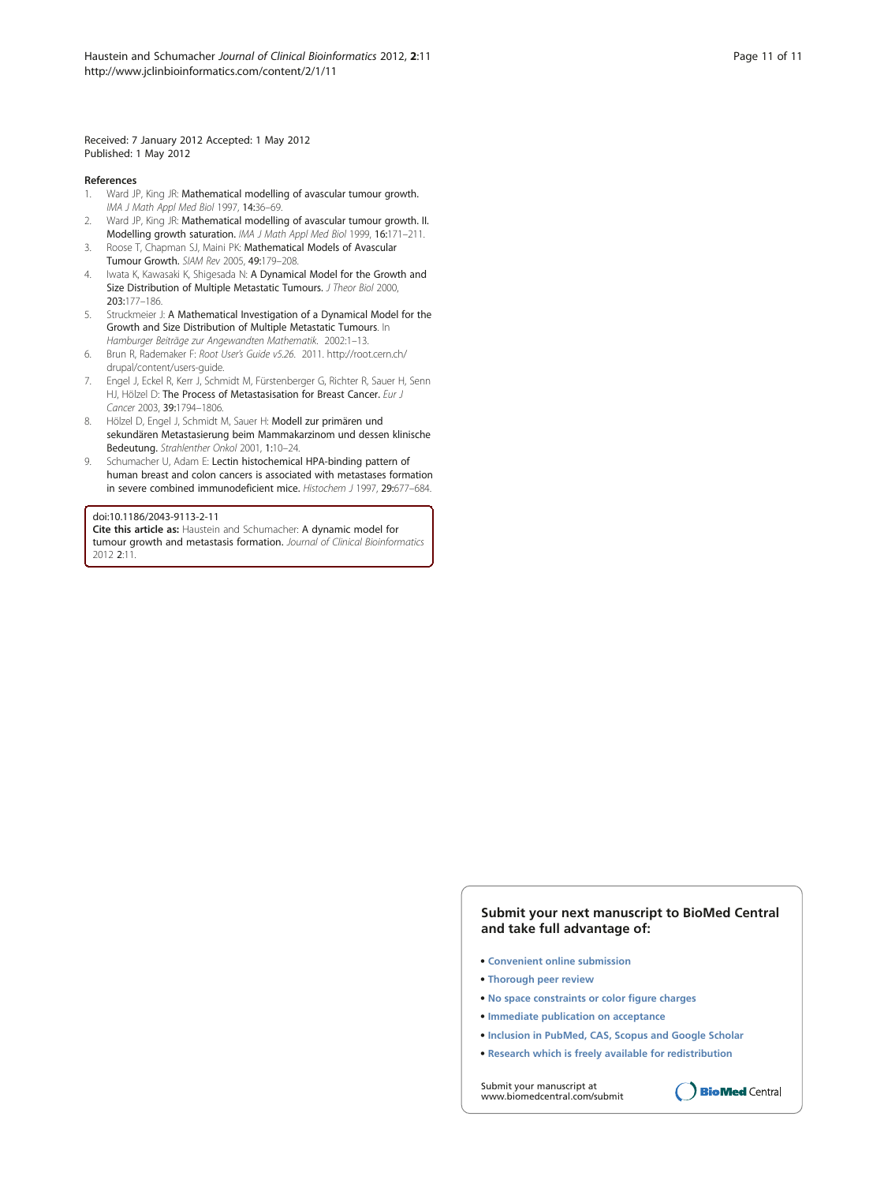Received: 7 January 2012 Accepted: 1 May 2012
Published: 1 May 2012

## References

1. Ward JP, King JR: **Mathematical modelling of avascular tumour growth.** *IMA J Math Appl Med Biol* 1997, **14:**36–69.
2. Ward JP, King JR: **Mathematical modelling of avascular tumour growth. II. Modelling growth saturation.** *IMA J Math Appl Med Biol* 1999, **16:**171–211.
3. Roose T, Chapman SJ, Maini PK: **Mathematical Models of Avascular Tumour Growth.** *SIAM Rev* 2005, **49:**179–208.
4. Iwata K, Kawasaki K, Shigesada N: **A Dynamical Model for the Growth and Size Distribution of Multiple Metastatic Tumours.** *J Theor Biol* 2000, **203:**177–186.
5. Struckmeier J: **A Mathematical Investigation of a Dynamical Model for the Growth and Size Distribution of Multiple Metastatic Tumours**. In *Hamburger Beiträge zur Angewandten Mathematik*. 2002:1–13.
6. Brun R, Rademaker F: *Root User's Guide v5.26*. 2011. http://root.cern.ch/drupal/content/users-guide.
7. Engel J, Eckel R, Kerr J, Schmidt M, Fürstenberger G, Richter R, Sauer H, Senn HJ, Hölzel D: **The Process of Metastasisation for Breast Cancer.** *Eur J Cancer* 2003, **39:**1794–1806.
8. Hölzel D, Engel J, Schmidt M, Sauer H: **Modell zur primären und sekundären Metastasierung beim Mammakarzinom und dessen klinische Bedeutung.** *Strahlenther Onkol* 2001, **1:**10–24.
9. Schumacher U, Adam E: **Lectin histochemical HPA-binding pattern of human breast and colon cancers is associated with metastases formation in severe combined immunodeficient mice.** *Histochem J* 1997, **29:**677–684.

doi:10.1186/2043-9113-2-11
**Cite this article as:** Haustein and Schumacher: **A dynamic model for tumour growth and metastasis formation.** *Journal of Clinical Bioinformatics* 2012 **2**:11.

**Submit your next manuscript to BioMed Central and take full advantage of:**

- **Convenient online submission**
- **Thorough peer review**
- **No space constraints or color figure charges**
- **Immediate publication on acceptance**
- **Inclusion in PubMed, CAS, Scopus and Google Scholar**
- **Research which is freely available for redistribution**

Submit your manuscript at
www.biomedcentral.com/submit